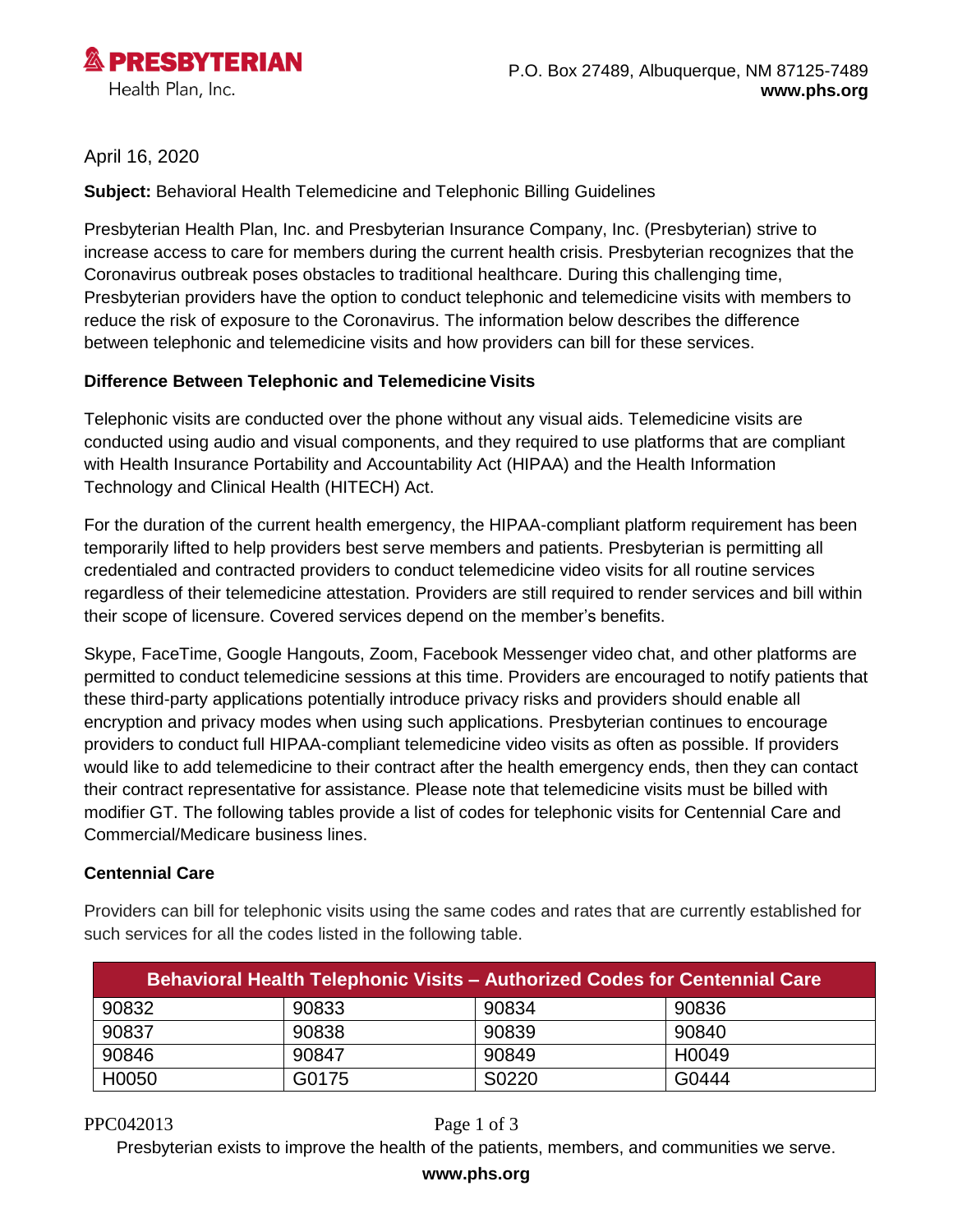**PRESBYTERIAN**
Health Plan, Inc.

P.O. Box 27489, Albuquerque, NM 87125-7489
**www.phs.org**

April 16, 2020

**Subject:** Behavioral Health Telemedicine and Telephonic Billing Guidelines

Presbyterian Health Plan, Inc. and Presbyterian Insurance Company, Inc. (Presbyterian) strive to increase access to care for members during the current health crisis. Presbyterian recognizes that the Coronavirus outbreak poses obstacles to traditional healthcare. During this challenging time, Presbyterian providers have the option to conduct telephonic and telemedicine visits with members to reduce the risk of exposure to the Coronavirus. The information below describes the difference between telephonic and telemedicine visits and how providers can bill for these services.

**Difference Between Telephonic and Telemedicine Visits**

Telephonic visits are conducted over the phone without any visual aids. Telemedicine visits are conducted using audio and visual components, and they required to use platforms that are compliant with Health Insurance Portability and Accountability Act (HIPAA) and the Health Information Technology and Clinical Health (HITECH) Act.

For the duration of the current health emergency, the HIPAA-compliant platform requirement has been temporarily lifted to help providers best serve members and patients. Presbyterian is permitting all credentialed and contracted providers to conduct telemedicine video visits for all routine services regardless of their telemedicine attestation. Providers are still required to render services and bill within their scope of licensure. Covered services depend on the member's benefits.

Skype, FaceTime, Google Hangouts, Zoom, Facebook Messenger video chat, and other platforms are permitted to conduct telemedicine sessions at this time. Providers are encouraged to notify patients that these third-party applications potentially introduce privacy risks and providers should enable all encryption and privacy modes when using such applications. Presbyterian continues to encourage providers to conduct full HIPAA-compliant telemedicine video visits as often as possible. If providers would like to add telemedicine to their contract after the health emergency ends, then they can contact their contract representative for assistance. Please note that telemedicine visits must be billed with modifier GT. The following tables provide a list of codes for telephonic visits for Centennial Care and Commercial/Medicare business lines.

**Centennial Care**

Providers can bill for telephonic visits using the same codes and rates that are currently established for such services for all the codes listed in the following table.

| Behavioral Health Telephonic Visits – Authorized Codes for Centennial Care | | | |
|---|---|---|---|
| 90832 | 90833 | 90834 | 90836 |
| 90837 | 90838 | 90839 | 90840 |
| 90846 | 90847 | 90849 | H0049 |
| H0050 | G0175 | S0220 | G0444 |

PPC042013

Presbyterian exists to improve the health of the patients, members, and communities we serve.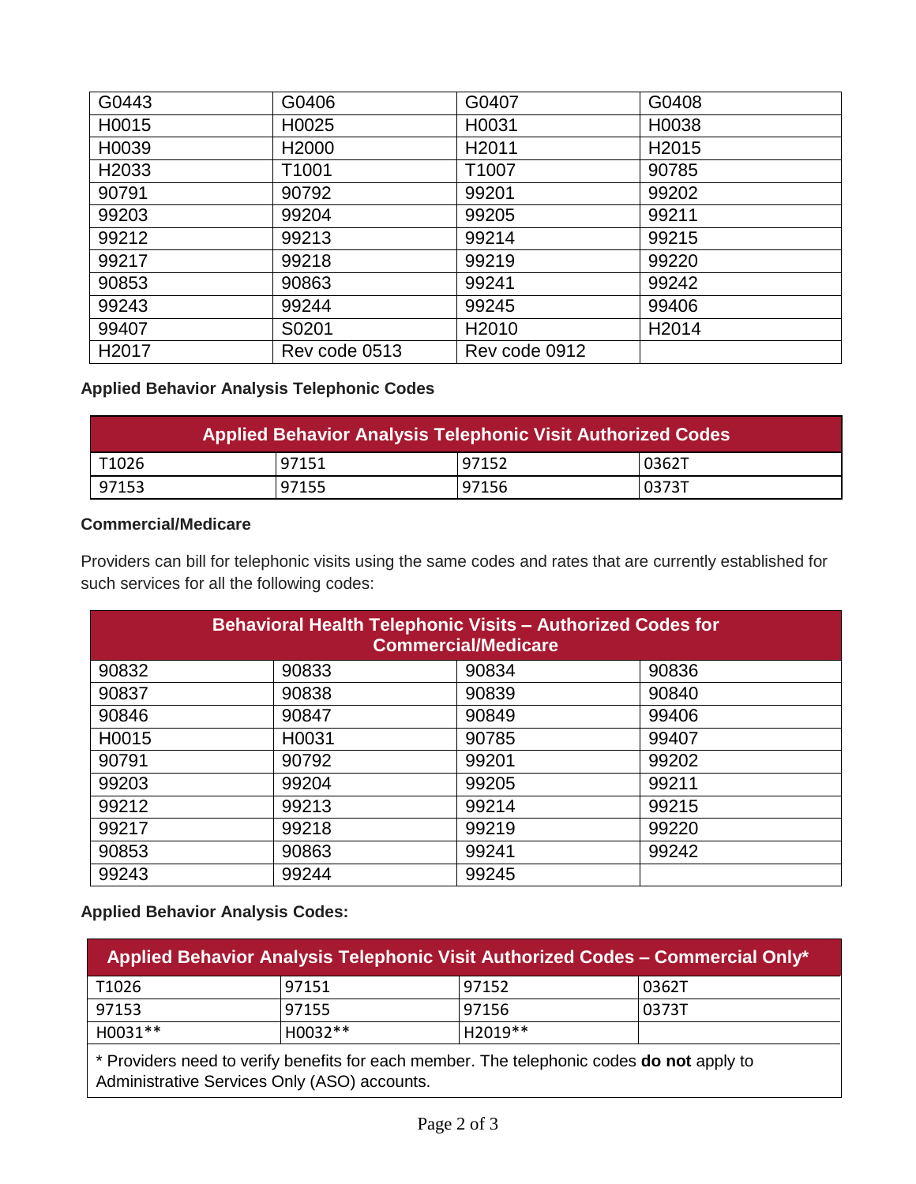| G0443 | G0406 | G0407 | G0408 |
|---|---|---|---|
| H0015 | H0025 | H0031 | H0038 |
| H0039 | H2000 | H2011 | H2015 |
| H2033 | T1001 | T1007 | 90785 |
| 90791 | 90792 | 99201 | 99202 |
| 99203 | 99204 | 99205 | 99211 |
| 99212 | 99213 | 99214 | 99215 |
| 99217 | 99218 | 99219 | 99220 |
| 90853 | 90863 | 99241 | 99242 |
| 99243 | 99244 | 99245 | 99406 |
| 99407 | S0201 | H2010 | H2014 |
| H2017 | Rev code 0513 | Rev code 0912 | |

**Applied Behavior Analysis Telephonic Codes**

| Applied Behavior Analysis Telephonic Visit Authorized Codes | | | |
|---|---|---|---|
| T1026 | 97151 | 97152 | 0362T |
| 97153 | 97155 | 97156 | 0373T |

**Commercial/Medicare**

Providers can bill for telephonic visits using the same codes and rates that are currently established for such services for all the following codes:

| Behavioral Health Telephonic Visits – Authorized Codes for Commercial/Medicare | | | |
|---|---|---|---|
| 90832 | 90833 | 90834 | 90836 |
| 90837 | 90838 | 90839 | 90840 |
| 90846 | 90847 | 90849 | 99406 |
| H0015 | H0031 | 90785 | 99407 |
| 90791 | 90792 | 99201 | 99202 |
| 99203 | 99204 | 99205 | 99211 |
| 99212 | 99213 | 99214 | 99215 |
| 99217 | 99218 | 99219 | 99220 |
| 90853 | 90863 | 99241 | 99242 |
| 99243 | 99244 | 99245 | |

**Applied Behavior Analysis Codes:**

| Applied Behavior Analysis Telephonic Visit Authorized Codes – Commercial Only* | | | |
|---|---|---|---|
| T1026 | 97151 | 97152 | 0362T |
| 97153 | 97155 | 97156 | 0373T |
| H0031** | H0032** | H2019** | |

* Providers need to verify benefits for each member. The telephonic codes **do not** apply to Administrative Services Only (ASO) accounts.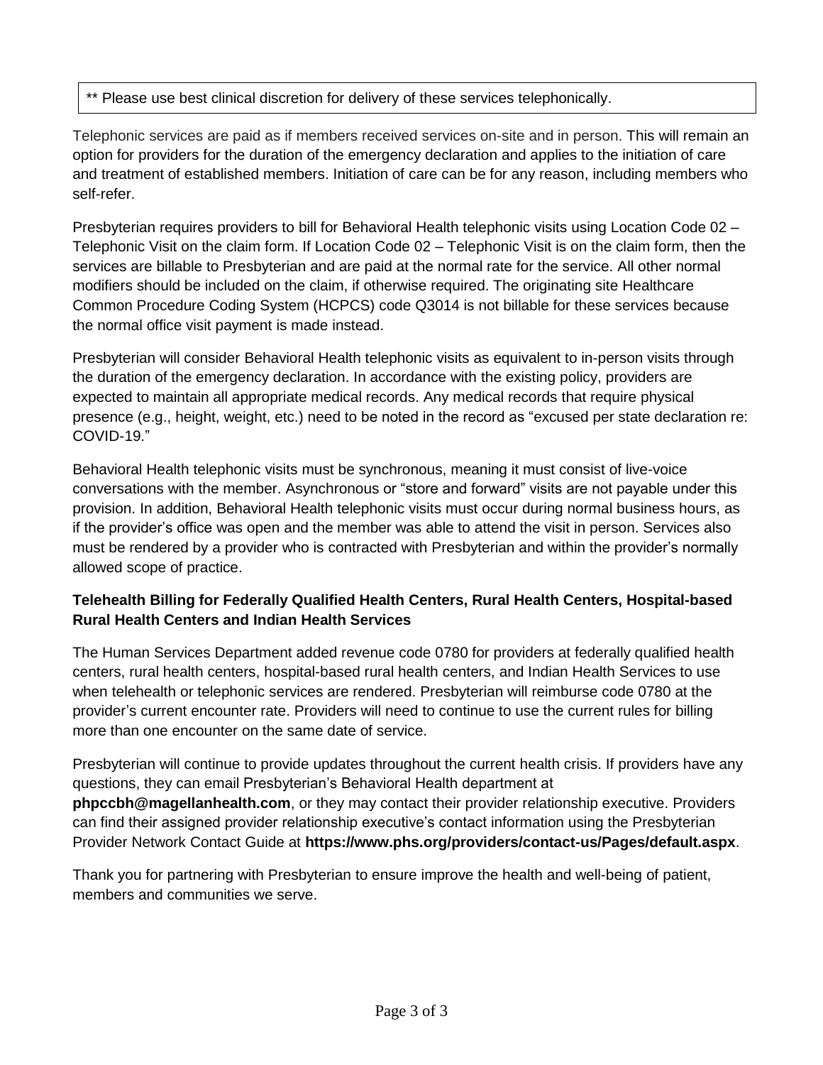** Please use best clinical discretion for delivery of these services telephonically.

Telephonic services are paid as if members received services on-site and in person. This will remain an option for providers for the duration of the emergency declaration and applies to the initiation of care and treatment of established members. Initiation of care can be for any reason, including members who self-refer.

Presbyterian requires providers to bill for Behavioral Health telephonic visits using Location Code 02 – Telephonic Visit on the claim form. If Location Code 02 – Telephonic Visit is on the claim form, then the services are billable to Presbyterian and are paid at the normal rate for the service. All other normal modifiers should be included on the claim, if otherwise required. The originating site Healthcare Common Procedure Coding System (HCPCS) code Q3014 is not billable for these services because the normal office visit payment is made instead.

Presbyterian will consider Behavioral Health telephonic visits as equivalent to in-person visits through the duration of the emergency declaration. In accordance with the existing policy, providers are expected to maintain all appropriate medical records. Any medical records that require physical presence (e.g., height, weight, etc.) need to be noted in the record as "excused per state declaration re: COVID-19."

Behavioral Health telephonic visits must be synchronous, meaning it must consist of live-voice conversations with the member. Asynchronous or "store and forward" visits are not payable under this provision. In addition, Behavioral Health telephonic visits must occur during normal business hours, as if the provider's office was open and the member was able to attend the visit in person. Services also must be rendered by a provider who is contracted with Presbyterian and within the provider's normally allowed scope of practice.

**Telehealth Billing for Federally Qualified Health Centers, Rural Health Centers, Hospital-based Rural Health Centers and Indian Health Services**

The Human Services Department added revenue code 0780 for providers at federally qualified health centers, rural health centers, hospital-based rural health centers, and Indian Health Services to use when telehealth or telephonic services are rendered. Presbyterian will reimburse code 0780 at the provider's current encounter rate. Providers will need to continue to use the current rules for billing more than one encounter on the same date of service.

Presbyterian will continue to provide updates throughout the current health crisis. If providers have any questions, they can email Presbyterian's Behavioral Health department at **phpccbh@magellanhealth.com**, or they may contact their provider relationship executive. Providers can find their assigned provider relationship executive's contact information using the Presbyterian Provider Network Contact Guide at **https://www.phs.org/providers/contact-us/Pages/default.aspx**.

Thank you for partnering with Presbyterian to ensure improve the health and well-being of patient, members and communities we serve.